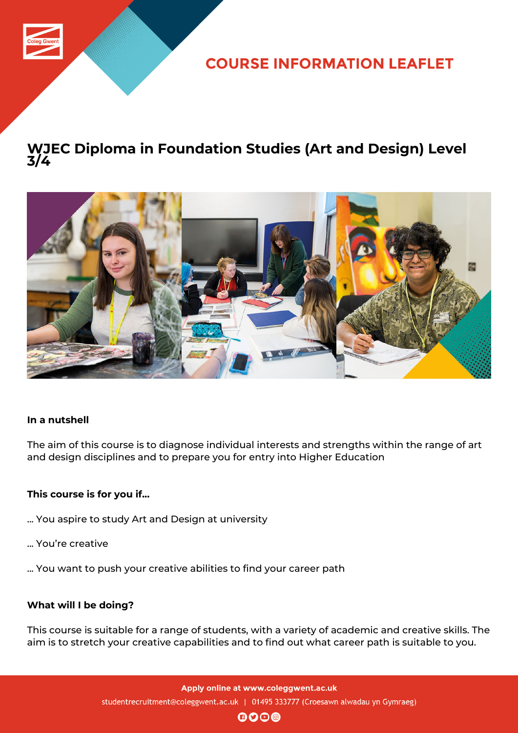COURSE INFORMATION LEAFLET

# WJEC Diploma in Foundation Studies (Art and Design) Level 3/4

**In a nutshell**

The aim of this course is to diagnose individual interests and strengths within the range of art and design disciplines and to prepare you for entry into Higher Education

**This course is for you if...**

... You aspire to study Art and Design at university

... You're creative

... You want to push your creative abilities to find your career path

**What will I be doing?**

This course is suitable for a range of students, with a variety of academic and creative skills. The aim is to stretch your creative capabilities and to find out what career path is suitable to you.

**Apply online at www.coleggwent.ac.uk**

studentrecruitment@coleggwent.ac.uk | 01495 333777 (Croesawn alwadau yn Gymraeg)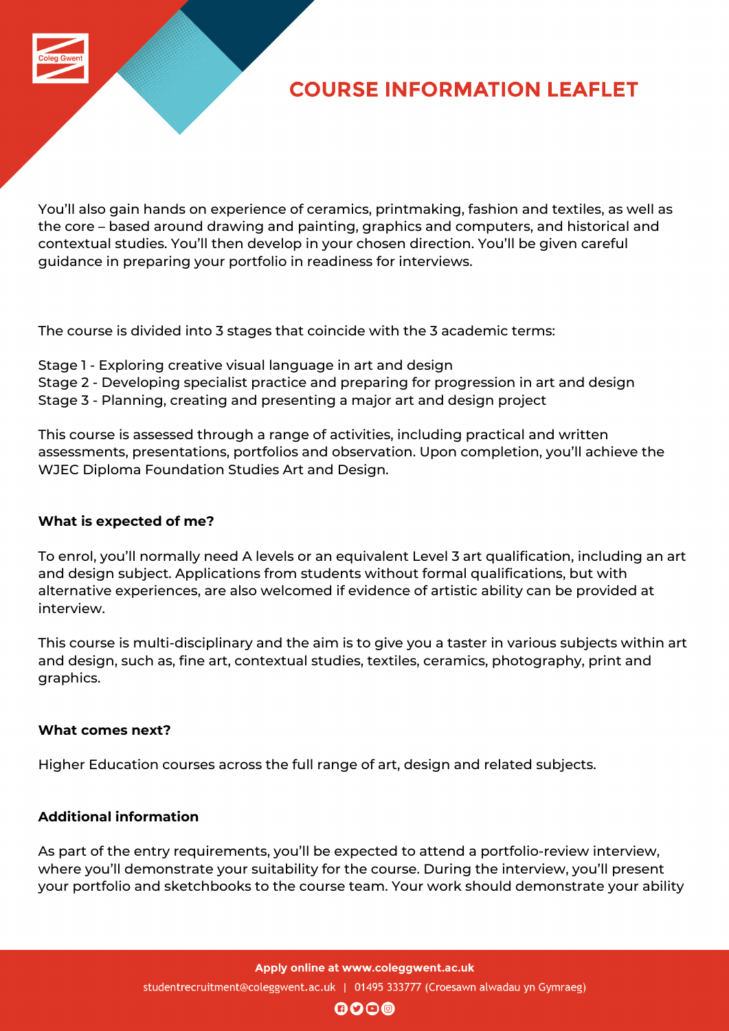You'll also gain hands on experience of ceramics, printmaking, fashion and textiles, as well as the core – based around drawing and painting, graphics and computers, and historical and contextual studies. You'll then develop in your chosen direction. You'll be given careful guidance in preparing your portfolio in readiness for interviews.

The course is divided into 3 stages that coincide with the 3 academic terms:

Stage 1 - Exploring creative visual language in art and design
Stage 2 - Developing specialist practice and preparing for progression in art and design
Stage 3 - Planning, creating and presenting a major art and design project

This course is assessed through a range of activities, including practical and written assessments, presentations, portfolios and observation. Upon completion, you'll achieve the WJEC Diploma Foundation Studies Art and Design.

**What is expected of me?**

To enrol, you'll normally need A levels or an equivalent Level 3 art qualification, including an art and design subject. Applications from students without formal qualifications, but with alternative experiences, are also welcomed if evidence of artistic ability can be provided at interview.

This course is multi-disciplinary and the aim is to give you a taster in various subjects within art and design, such as, fine art, contextual studies, textiles, ceramics, photography, print and graphics.

**What comes next?**

Higher Education courses across the full range of art, design and related subjects.

**Additional information**

As part of the entry requirements, you'll be expected to attend a portfolio-review interview, where you'll demonstrate your suitability for the course. During the interview, you'll present your portfolio and sketchbooks to the course team. Your work should demonstrate your ability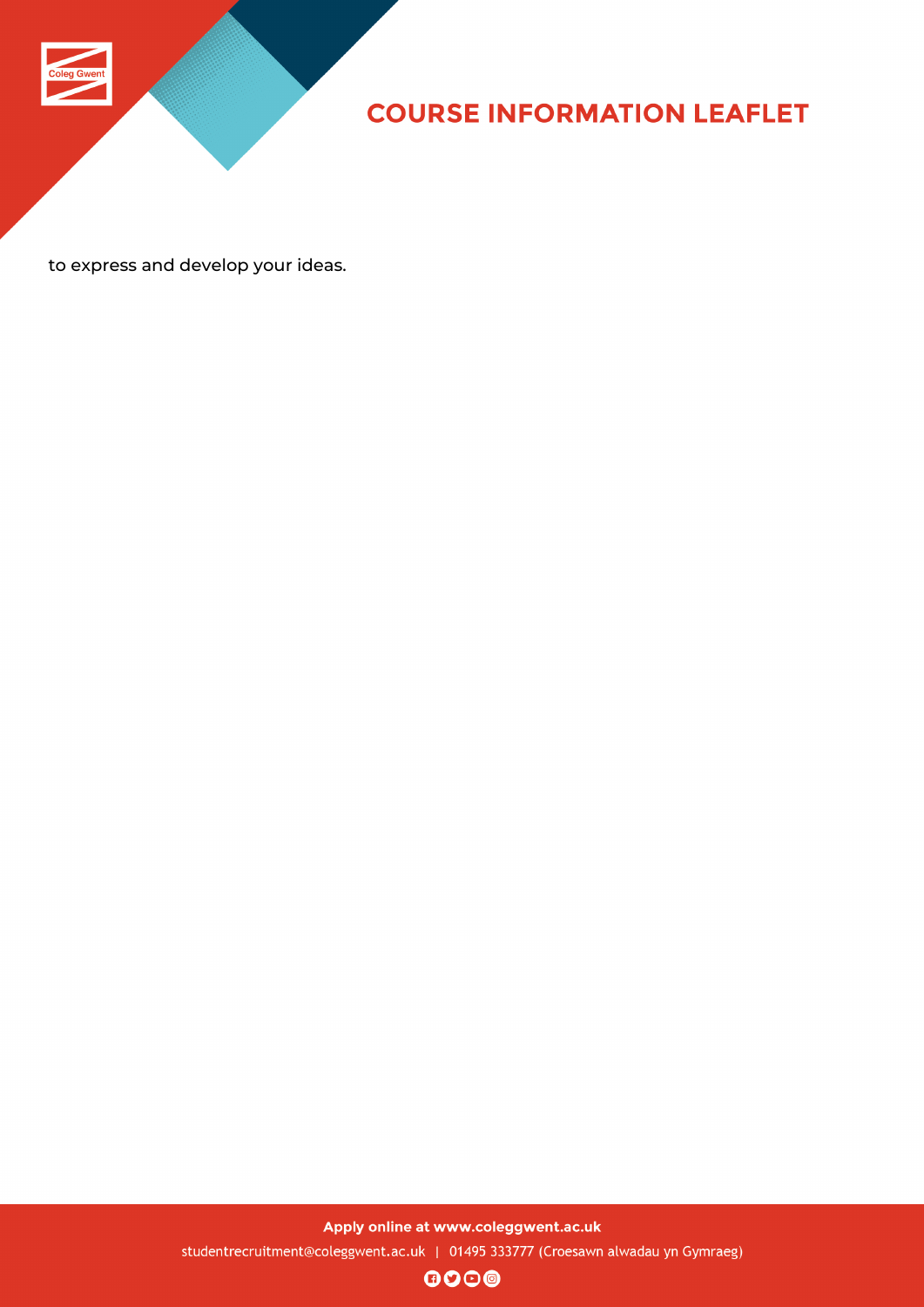to express and develop your ideas.